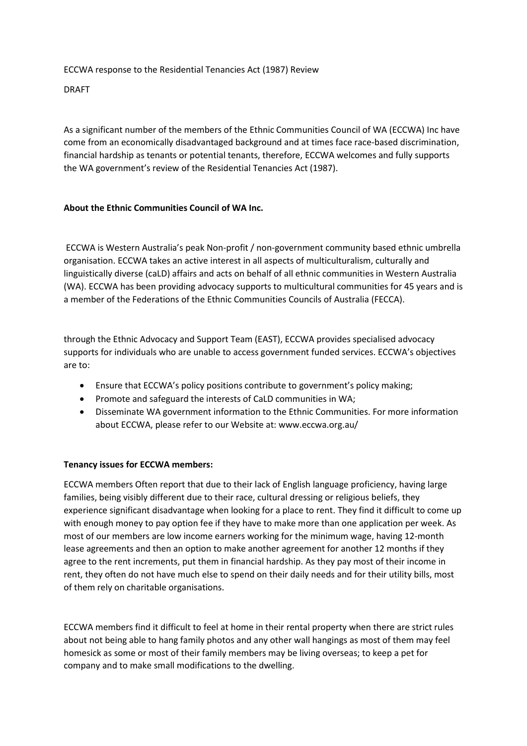ECCWA response to the Residential Tenancies Act (1987) Review

DRAFT

As a significant number of the members of the Ethnic Communities Council of WA (ECCWA) Inc have come from an economically disadvantaged background and at times face race-based discrimination, financial hardship as tenants or potential tenants, therefore, ECCWA welcomes and fully supports the WA government's review of the Residential Tenancies Act (1987).

**About the Ethnic Communities Council of WA Inc.**

ECCWA is Western Australia's peak Non-profit / non-government community based ethnic umbrella organisation. ECCWA takes an active interest in all aspects of multiculturalism, culturally and linguistically diverse (caLD) affairs and acts on behalf of all ethnic communities in Western Australia (WA). ECCWA has been providing advocacy supports to multicultural communities for 45 years and is a member of the Federations of the Ethnic Communities Councils of Australia (FECCA).

through the Ethnic Advocacy and Support Team (EAST), ECCWA provides specialised advocacy supports for individuals who are unable to access government funded services. ECCWA's objectives are to:

- Ensure that ECCWA's policy positions contribute to government's policy making;
- Promote and safeguard the interests of CaLD communities in WA;
- Disseminate WA government information to the Ethnic Communities. For more information about ECCWA, please refer to our Website at: www.eccwa.org.au/

**Tenancy issues for ECCWA members:**

ECCWA members Often report that due to their lack of English language proficiency, having large families, being visibly different due to their race, cultural dressing or religious beliefs, they experience significant disadvantage when looking for a place to rent. They find it difficult to come up with enough money to pay option fee if they have to make more than one application per week. As most of our members are low income earners working for the minimum wage, having 12-month lease agreements and then an option to make another agreement for another 12 months if they agree to the rent increments, put them in financial hardship. As they pay most of their income in rent, they often do not have much else to spend on their daily needs and for their utility bills, most of them rely on charitable organisations.

ECCWA members find it difficult to feel at home in their rental property when there are strict rules about not being able to hang family photos and any other wall hangings as most of them may feel homesick as some or most of their family members may be living overseas; to keep a pet for company and to make small modifications to the dwelling.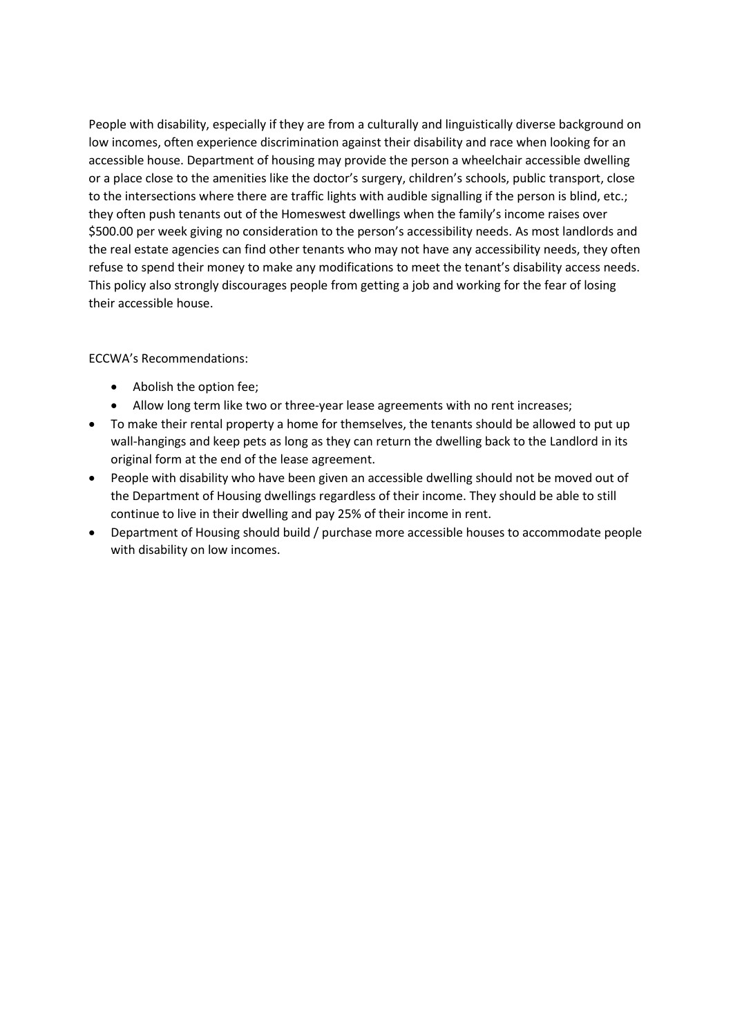People with disability, especially if they are from a culturally and linguistically diverse background on low incomes, often experience discrimination against their disability and race when looking for an accessible house. Department of housing may provide the person a wheelchair accessible dwelling or a place close to the amenities like the doctor's surgery, children's schools, public transport, close to the intersections where there are traffic lights with audible signalling if the person is blind, etc.; they often push tenants out of the Homeswest dwellings when the family's income raises over $500.00 per week giving no consideration to the person's accessibility needs. As most landlords and the real estate agencies can find other tenants who may not have any accessibility needs, they often refuse to spend their money to make any modifications to meet the tenant's disability access needs. This policy also strongly discourages people from getting a job and working for the fear of losing their accessible house.

ECCWA's Recommendations:

- Abolish the option fee;
- Allow long term like two or three-year lease agreements with no rent increases;
- To make their rental property a home for themselves, the tenants should be allowed to put up wall-hangings and keep pets as long as they can return the dwelling back to the Landlord in its original form at the end of the lease agreement.
- People with disability who have been given an accessible dwelling should not be moved out of the Department of Housing dwellings regardless of their income. They should be able to still continue to live in their dwelling and pay 25% of their income in rent.
- Department of Housing should build / purchase more accessible houses to accommodate people with disability on low incomes.